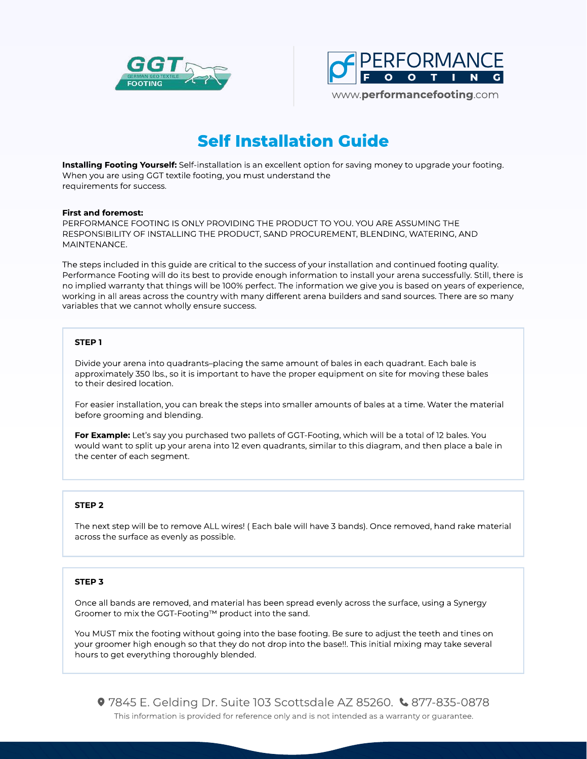# Self Installation Guide

**Installing Footing Yourself:** Self-installation is an excellent option for saving money to upgrade your footing. When you are using GGT textile footing, you must understand the requirements for success.

**First and foremost:**
PERFORMANCE FOOTING IS ONLY PROVIDING THE PRODUCT TO YOU. YOU ARE ASSUMING THE RESPONSIBILITY OF INSTALLING THE PRODUCT, SAND PROCUREMENT, BLENDING, WATERING, AND MAINTENANCE.

The steps included in this guide are critical to the success of your installation and continued footing quality. Performance Footing will do its best to provide enough information to install your arena successfully. Still, there is no implied warranty that things will be 100% perfect. The information we give you is based on years of experience, working in all areas across the country with many different arena builders and sand sources. There are so many variables that we cannot wholly ensure success.

### STEP 1

Divide your arena into quadrants–placing the same amount of bales in each quadrant. Each bale is approximately 350 lbs., so it is important to have the proper equipment on site for moving these bales to their desired location.

For easier installation, you can break the steps into smaller amounts of bales at a time. Water the material before grooming and blending.

**For Example:** Let's say you purchased two pallets of GGT-Footing, which will be a total of 12 bales. You would want to split up your arena into 12 even quadrants, similar to this diagram, and then place a bale in the center of each segment.

### STEP 2

The next step will be to remove ALL wires! ( Each bale will have 3 bands). Once removed, hand rake material across the surface as evenly as possible.

### STEP 3

Once all bands are removed, and material has been spread evenly across the surface, using a Synergy Groomer to mix the GGT-Footing™ product into the sand.

You MUST mix the footing without going into the base footing. Be sure to adjust the teeth and tines on your groomer high enough so that they do not drop into the base!!. This initial mixing may take several hours to get everything thoroughly blended.

7845 E. Gelding Dr. Suite 103 Scottsdale AZ 85260. 877-835-0878

This information is provided for reference only and is not intended as a warranty or guarantee.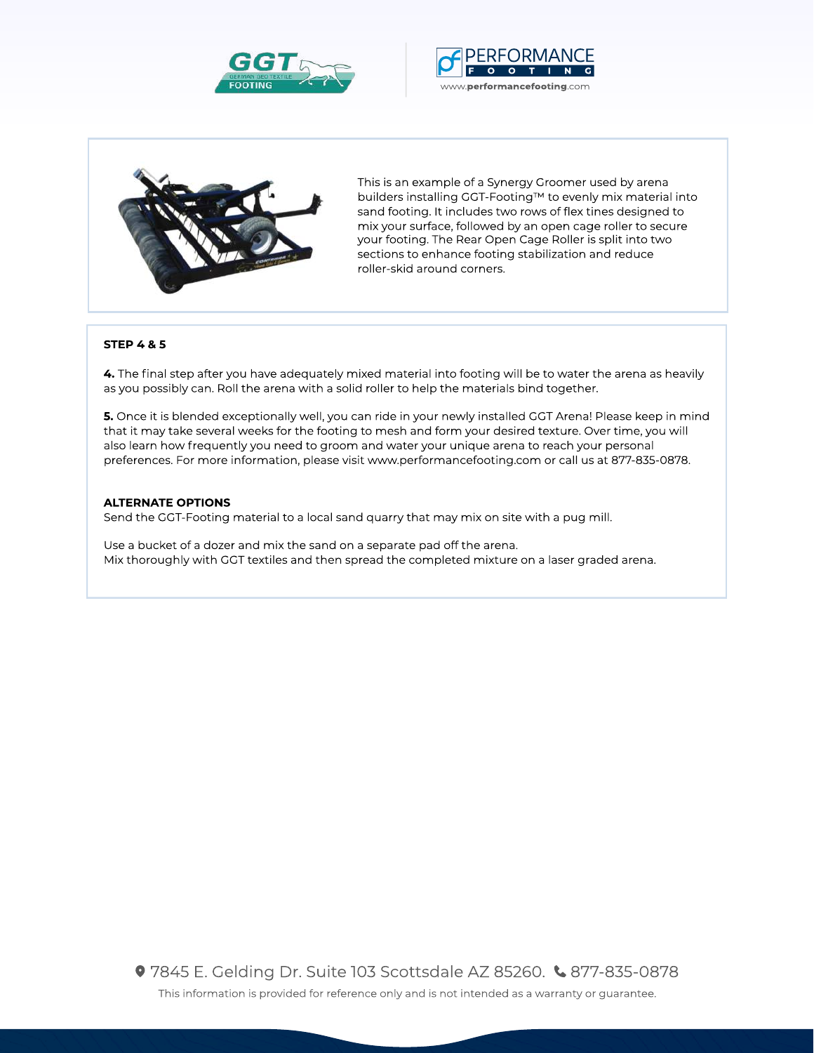This is an example of a Synergy Groomer used by arena builders installing GGT-Footing™ to evenly mix material into sand footing. It includes two rows of flex tines designed to mix your surface, followed by an open cage roller to secure your footing. The Rear Open Cage Roller is split into two sections to enhance footing stabilization and reduce roller-skid around corners.

**STEP 4 & 5**

**4.** The final step after you have adequately mixed material into footing will be to water the arena as heavily as you possibly can. Roll the arena with a solid roller to help the materials bind together.

**5.** Once it is blended exceptionally well, you can ride in your newly installed GGT Arena! Please keep in mind that it may take several weeks for the footing to mesh and form your desired texture. Over time, you will also learn how frequently you need to groom and water your unique arena to reach your personal preferences. For more information, please visit www.performancefooting.com or call us at 877-835-0878.

**ALTERNATE OPTIONS**

Send the GGT-Footing material to a local sand quarry that may mix on site with a pug mill.

Use a bucket of a dozer and mix the sand on a separate pad off the arena.
Mix thoroughly with GGT textiles and then spread the completed mixture on a laser graded arena.

7845 E. Gelding Dr. Suite 103 Scottsdale AZ 85260. 877-835-0878

This information is provided for reference only and is not intended as a warranty or guarantee.